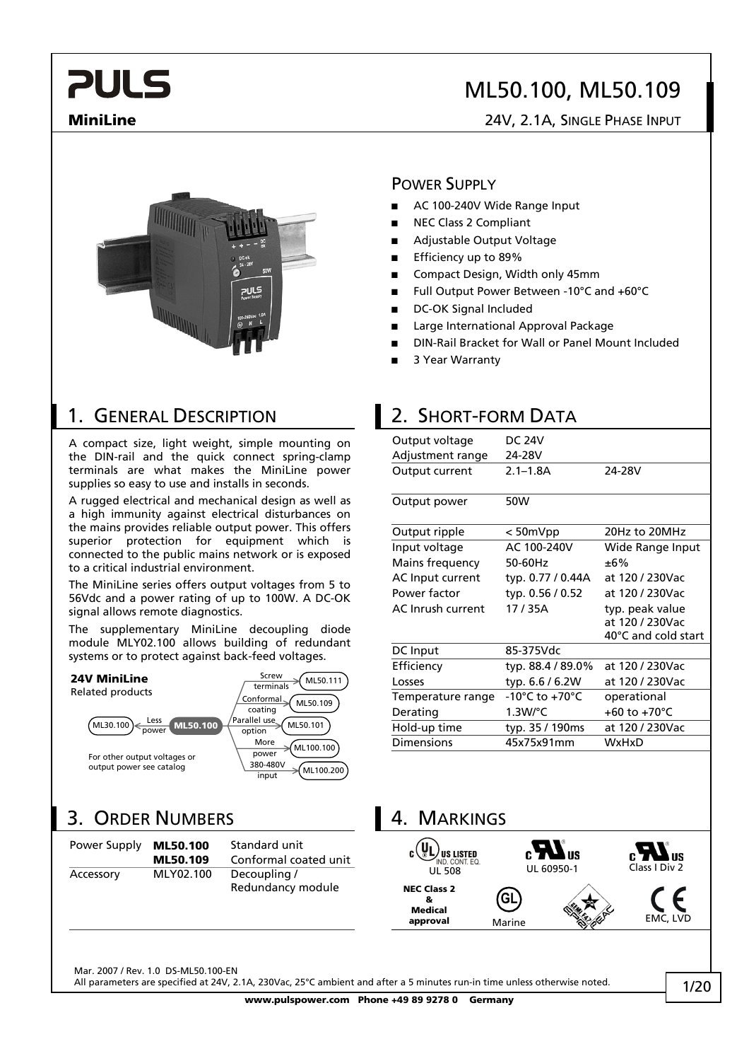# PULS

**MiniLine**

# ML50.100, ML50.109

24V, 2.1A, SINGLE PHASE INPUT

## POWER SUPPLY

- AC 100-240V Wide Range Input
- NEC Class 2 Compliant
- Adjustable Output Voltage
- Efficiency up to 89%
- Compact Design, Width only 45mm
- Full Output Power Between -10°C and +60°C
- DC-OK Signal Included
- Large International Approval Package
- DIN-Rail Bracket for Wall or Panel Mount Included
- 3 Year Warranty

## 1. GENERAL DESCRIPTION

A compact size, light weight, simple mounting on the DIN-rail and the quick connect spring-clamp terminals are what makes the MiniLine power supplies so easy to use and installs in seconds.

A rugged electrical and mechanical design as well as a high immunity against electrical disturbances on the mains provides reliable output power. This offers superior protection for equipment which is connected to the public mains network or is exposed to a critical industrial environment.

The MiniLine series offers output voltages from 5 to 56Vdc and a power rating of up to 100W. A DC-OK signal allows remote diagnostics.

The supplementary MiniLine decoupling diode module MLY02.100 allows building of redundant systems or to protect against back-feed voltages.

**24V MiniLine**
Related products

- ML30.100 ← Less power ← **ML50.100**
- ML50.100 → Screw terminals → ML50.111
- ML50.100 → Conformal coating → ML50.109
- ML50.100 → Parallel use option → ML50.101
- ML50.100 → More power → ML100.100
- ML50.100 → 380-480V input → ML100.200

For other output voltages or output power see catalog

## 2. SHORT-FORM DATA

| | | |
|---|---|---|
| Output voltage | DC 24V | |
| Adjustment range | 24-28V | |
| Output current | 2.1–1.8A | 24-28V |
| Output power | 50W | |
| Output ripple | < 50mVpp | 20Hz to 20MHz |
| Input voltage | AC 100-240V | Wide Range Input |
| Mains frequency | 50-60Hz | ±6% |
| AC Input current | typ. 0.77 / 0.44A | at 120 / 230Vac |
| Power factor | typ. 0.56 / 0.52 | at 120 / 230Vac |
| AC Inrush current | 17 / 35A | typ. peak value at 120 / 230Vac 40°C and cold start |
| DC Input | 85-375Vdc | |
| Efficiency | typ. 88.4 / 89.0% | at 120 / 230Vac |
| Losses | typ. 6.6 / 6.2W | at 120 / 230Vac |
| Temperature range | -10°C to +70°C | operational |
| Derating | 1.3W/°C | +60 to +70°C |
| Hold-up time | typ. 35 / 190ms | at 120 / 230Vac |
| Dimensions | 45x75x91mm | WxHxD |

## 3. ORDER NUMBERS

| | | |
|---|---|---|
| Power Supply | **ML50.100** | Standard unit |
| | **ML50.109** | Conformal coated unit |
| Accessory | MLY02.100 | Decoupling / Redundancy module |

## 4. MARKINGS

- UL 508 (c UL us LISTED, IND. CONT. EQ.)
- UL 60950-1
- Class I Div 2
- **NEC Class 2 & Medical approval**
- Marine (GL)
- EMC, LVD (CE)

Mar. 2007 / Rev. 1.0 DS-ML50.100-EN
All parameters are specified at 24V, 2.1A, 230Vac, 25°C ambient and after a 5 minutes run-in time unless otherwise noted.

**www.pulspower.com Phone +49 89 9278 0 Germany**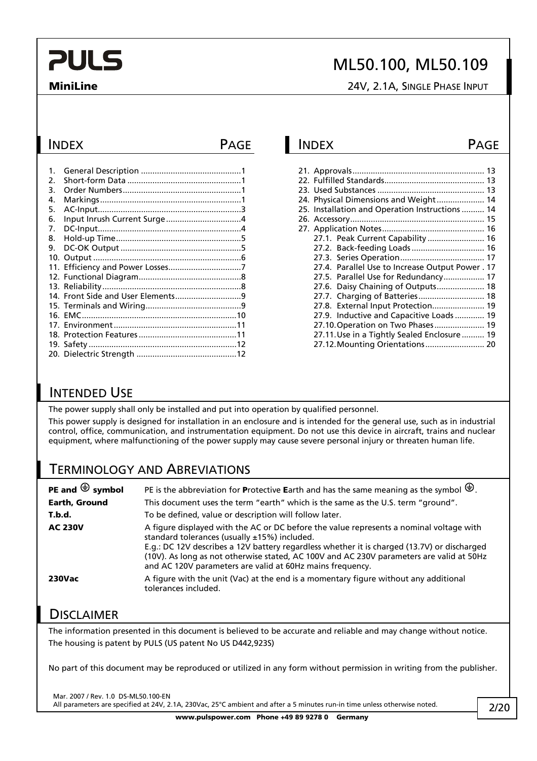## INDEX

| | PAGE |
|---|---|
| 1. General Description | 1 |
| 2. Short-form Data | 1 |
| 3. Order Numbers | 1 |
| 4. Markings | 1 |
| 5. AC-Input | 3 |
| 6. Input Inrush Current Surge | 4 |
| 7. DC-Input | 4 |
| 8. Hold-up Time | 5 |
| 9. DC-OK Output | 5 |
| 10. Output | 6 |
| 11. Efficiency and Power Losses | 7 |
| 12. Functional Diagram | 8 |
| 13. Reliability | 8 |
| 14. Front Side and User Elements | 9 |
| 15. Terminals and Wiring | 9 |
| 16. EMC | 10 |
| 17. Environment | 11 |
| 18. Protection Features | 11 |
| 19. Safety | 12 |
| 20. Dielectric Strength | 12 |
| 21. Approvals | 13 |
| 22. Fulfilled Standards | 13 |
| 23. Used Substances | 13 |
| 24. Physical Dimensions and Weight | 14 |
| 25. Installation and Operation Instructions | 14 |
| 26. Accessory | 15 |
| 27. Application Notes | 16 |
| 27.1. Peak Current Capability | 16 |
| 27.2. Back-feeding Loads | 16 |
| 27.3. Series Operation | 17 |
| 27.4. Parallel Use to Increase Output Power | 17 |
| 27.5. Parallel Use for Redundancy | 17 |
| 27.6. Daisy Chaining of Outputs | 18 |
| 27.7. Charging of Batteries | 18 |
| 27.8. External Input Protection | 19 |
| 27.9. Inductive and Capacitive Loads | 19 |
| 27.10. Operation on Two Phases | 19 |
| 27.11. Use in a Tightly Sealed Enclosure | 19 |
| 27.12. Mounting Orientations | 20 |

## INTENDED USE

The power supply shall only be installed and put into operation by qualified personnel.

This power supply is designed for installation in an enclosure and is intended for the general use, such as in industrial control, office, communication, and instrumentation equipment. Do not use this device in aircraft, trains and nuclear equipment, where malfunctioning of the power supply may cause severe personal injury or threaten human life.

## TERMINOLOGY AND ABREVIATIONS

| | |
|---|---|
| **PE and ⏚ symbol** | PE is the abbreviation for **P**rotective **E**arth and has the same meaning as the symbol ⏚. |
| **Earth, Ground** | This document uses the term "earth" which is the same as the U.S. term "ground". |
| **T.b.d.** | To be defined, value or description will follow later. |
| **AC 230V** | A figure displayed with the AC or DC before the value represents a nominal voltage with standard tolerances (usually ±15%) included. E.g.: DC 12V describes a 12V battery regardless whether it is charged (13.7V) or discharged (10V). As long as not otherwise stated, AC 100V and AC 230V parameters are valid at 50Hz and AC 120V parameters are valid at 60Hz mains frequency. |
| **230Vac** | A figure with the unit (Vac) at the end is a momentary figure without any additional tolerances included. |

## DISCLAIMER

The information presented in this document is believed to be accurate and reliable and may change without notice.
The housing is patent by PULS (US patent No US D442,923S)

No part of this document may be reproduced or utilized in any form without permission in writing from the publisher.

Mar. 2007 / Rev. 1.0 DS-ML50.100-EN
All parameters are specified at 24V, 2.1A, 230Vac, 25°C ambient and after a 5 minutes run-in time unless otherwise noted.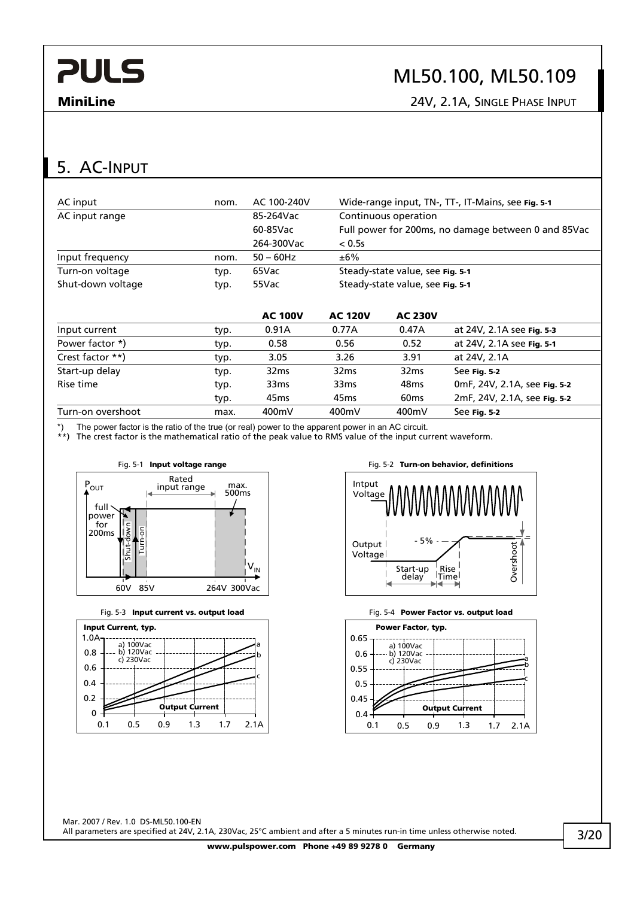# 5. AC-Input

| | | | |
|---|---|---|---|
| AC input | nom. | AC 100-240V | Wide-range input, TN-, TT-, IT-Mains, see **Fig. 5-1** |
| AC input range | | 85-264Vac | Continuous operation |
| | | 60-85Vac | Full power for 200ms, no damage between 0 and 85Vac |
| | | 264-300Vac | < 0.5s |
| Input frequency | nom. | 50 – 60Hz | ±6% |
| Turn-on voltage | typ. | 65Vac | Steady-state value, see **Fig. 5-1** |
| Shut-down voltage | typ. | 55Vac | Steady-state value, see **Fig. 5-1** |

| | | **AC 100V** | **AC 120V** | **AC 230V** | |
|---|---|---|---|---|---|
| Input current | typ. | 0.91A | 0.77A | 0.47A | at 24V, 2.1A see **Fig. 5-3** |
| Power factor *) | typ. | 0.58 | 0.56 | 0.52 | at 24V, 2.1A see **Fig. 5-1** |
| Crest factor **) | typ. | 3.05 | 3.26 | 3.91 | at 24V, 2.1A |
| Start-up delay | typ. | 32ms | 32ms | 32ms | See **Fig. 5-2** |
| Rise time | typ. | 33ms | 33ms | 48ms | 0mF, 24V, 2.1A, see **Fig. 5-2** |
| | typ. | 45ms | 45ms | 60ms | 2mF, 24V, 2.1A, see **Fig. 5-2** |
| Turn-on overshoot | max. | 400mV | 400mV | 400mV | See **Fig. 5-2** |

*) The power factor is the ratio of the true (or real) power to the apparent power in an AC circuit.
**) The crest factor is the mathematical ratio of the peak value to RMS value of the input current waveform.

Fig. 5-1 **Input voltage range**

Fig. 5-2 **Turn-on behavior, definitions**

Fig. 5-3 **Input current vs. output load**

Fig. 5-4 **Power Factor vs. output load**

Mar. 2007 / Rev. 1.0 DS-ML50.100-EN
All parameters are specified at 24V, 2.1A, 230Vac, 25°C ambient and after a 5 minutes run-in time unless otherwise noted.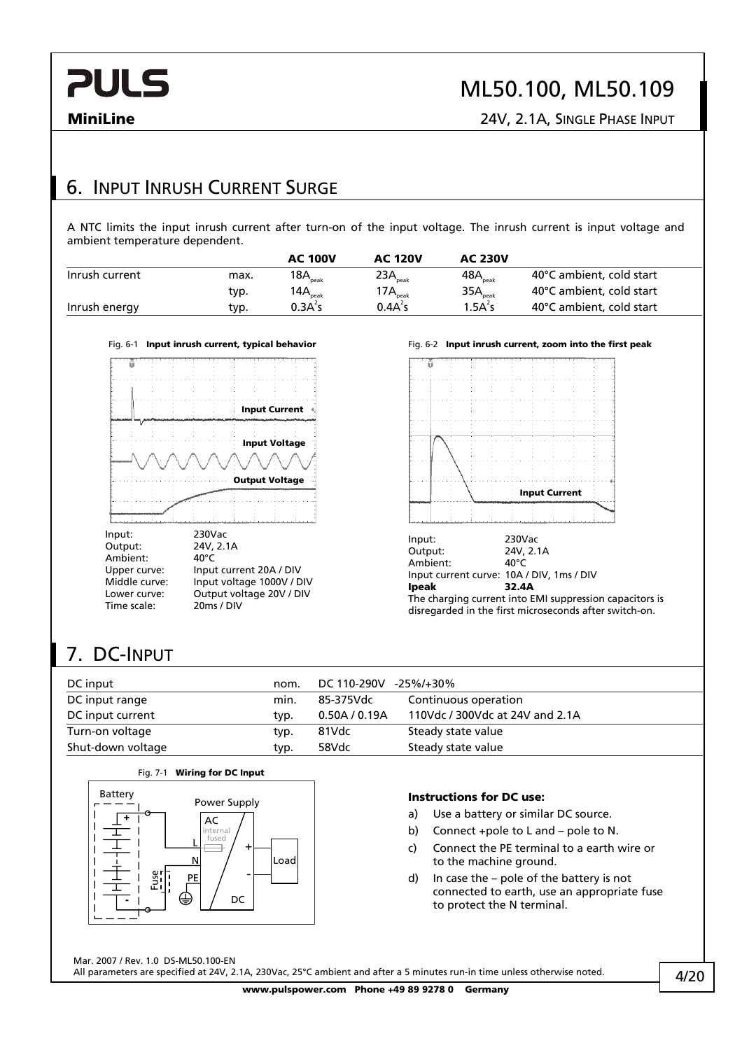## 6. INPUT INRUSH CURRENT SURGE

A NTC limits the input inrush current after turn-on of the input voltage. The inrush current is input voltage and ambient temperature dependent.

| | | AC 100V | AC 120V | AC 230V | |
|---|---|---|---|---|---|
| Inrush current | max. | $18A_{peak}$ | $23A_{peak}$ | $48A_{peak}$ | 40°C ambient, cold start |
| | typ. | $14A_{peak}$ | $17A_{peak}$ | $35A_{peak}$ | 40°C ambient, cold start |
| Inrush energy | typ. | $0.3A^2s$ | $0.4A^2s$ | $1.5A^2s$ | 40°C ambient, cold start |

Fig. 6-1 **Input inrush current, typical behavior**

Input: 230Vac
Output: 24V, 2.1A
Ambient: 40°C
Upper curve: Input current 20A / DIV
Middle curve: Input voltage 1000V / DIV
Lower curve: Output voltage 20V / DIV
Time scale: 20ms / DIV

Fig. 6-2 **Input inrush current, zoom into the first peak**

Input: 230Vac
Output: 24V, 2.1A
Ambient: 40°C
Input current curve: 10A / DIV, 1ms / DIV
**Ipeak** **32.4A**
The charging current into EMI suppression capacitors is disregarded in the first microseconds after switch-on.

## 7. DC-INPUT

| | | | |
|---|---|---|---|
| DC input | nom. | DC 110-290V | -25%/+30% |
| DC input range | min. | 85-375Vdc | Continuous operation |
| DC input current | typ. | 0.50A / 0.19A | 110Vdc / 300Vdc at 24V and 2.1A |
| Turn-on voltage | typ. | 81Vdc | Steady state value |
| Shut-down voltage | typ. | 58Vdc | Steady state value |

Fig. 7-1 **Wiring for DC Input**

**Instructions for DC use:**

a) Use a battery or similar DC source.
b) Connect +pole to L and – pole to N.
c) Connect the PE terminal to a earth wire or to the machine ground.
d) In case the – pole of the battery is not connected to earth, use an appropriate fuse to protect the N terminal.

Mar. 2007 / Rev. 1.0 DS-ML50.100-EN
All parameters are specified at 24V, 2.1A, 230Vac, 25°C ambient and after a 5 minutes run-in time unless otherwise noted.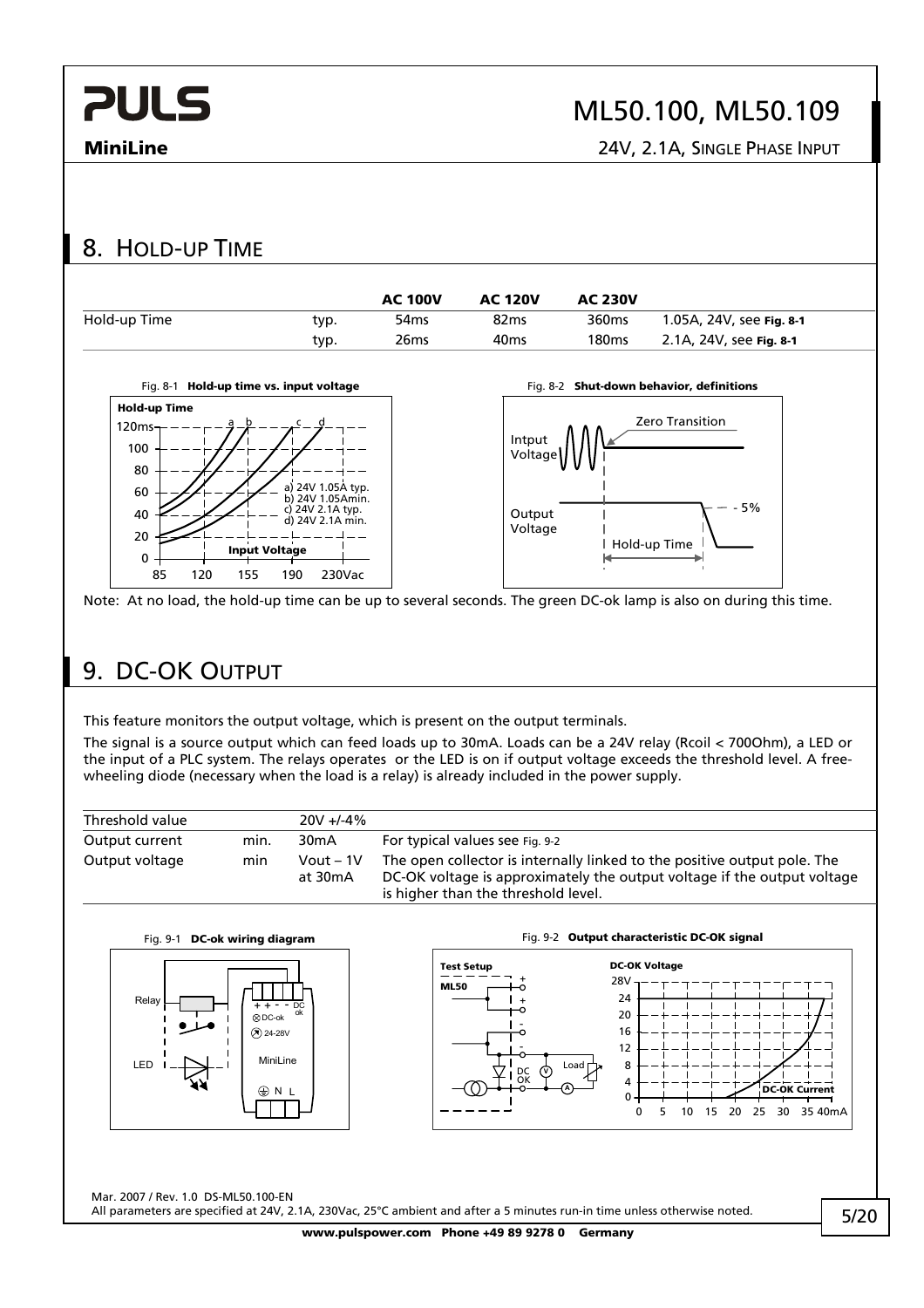## 8. Hold-up Time

| | | AC 100V | AC 120V | AC 230V | |
|---|---|---|---|---|---|
| Hold-up Time | typ. | 54ms | 82ms | 360ms | 1.05A, 24V, see Fig. 8-1 |
| | typ. | 26ms | 40ms | 180ms | 2.1A, 24V, see Fig. 8-1 |

Fig. 8-1 **Hold-up time vs. input voltage**

Fig. 8-2 **Shut-down behavior, definitions**

Note: At no load, the hold-up time can be up to several seconds. The green DC-ok lamp is also on during this time.

## 9. DC-OK Output

This feature monitors the output voltage, which is present on the output terminals.

The signal is a source output which can feed loads up to 30mA. Loads can be a 24V relay (Rcoil < 700Ohm), a LED or the input of a PLC system. The relays operates or the LED is on if output voltage exceeds the threshold level. A free-wheeling diode (necessary when the load is a relay) is already included in the power supply.

| | | | |
|---|---|---|---|
| Threshold value | | 20V +/-4% | |
| Output current | min. | 30mA | For typical values see Fig. 9-2 |
| Output voltage | min | Vout – 1V at 30mA | The open collector is internally linked to the positive output pole. The DC-OK voltage is approximately the output voltage if the output voltage is higher than the threshold level. |

Fig. 9-1 **DC-ok wiring diagram**

Fig. 9-2 **Output characteristic DC-OK signal**

Mar. 2007 / Rev. 1.0 DS-ML50.100-EN

All parameters are specified at 24V, 2.1A, 230Vac, 25°C ambient and after a 5 minutes run-in time unless otherwise noted.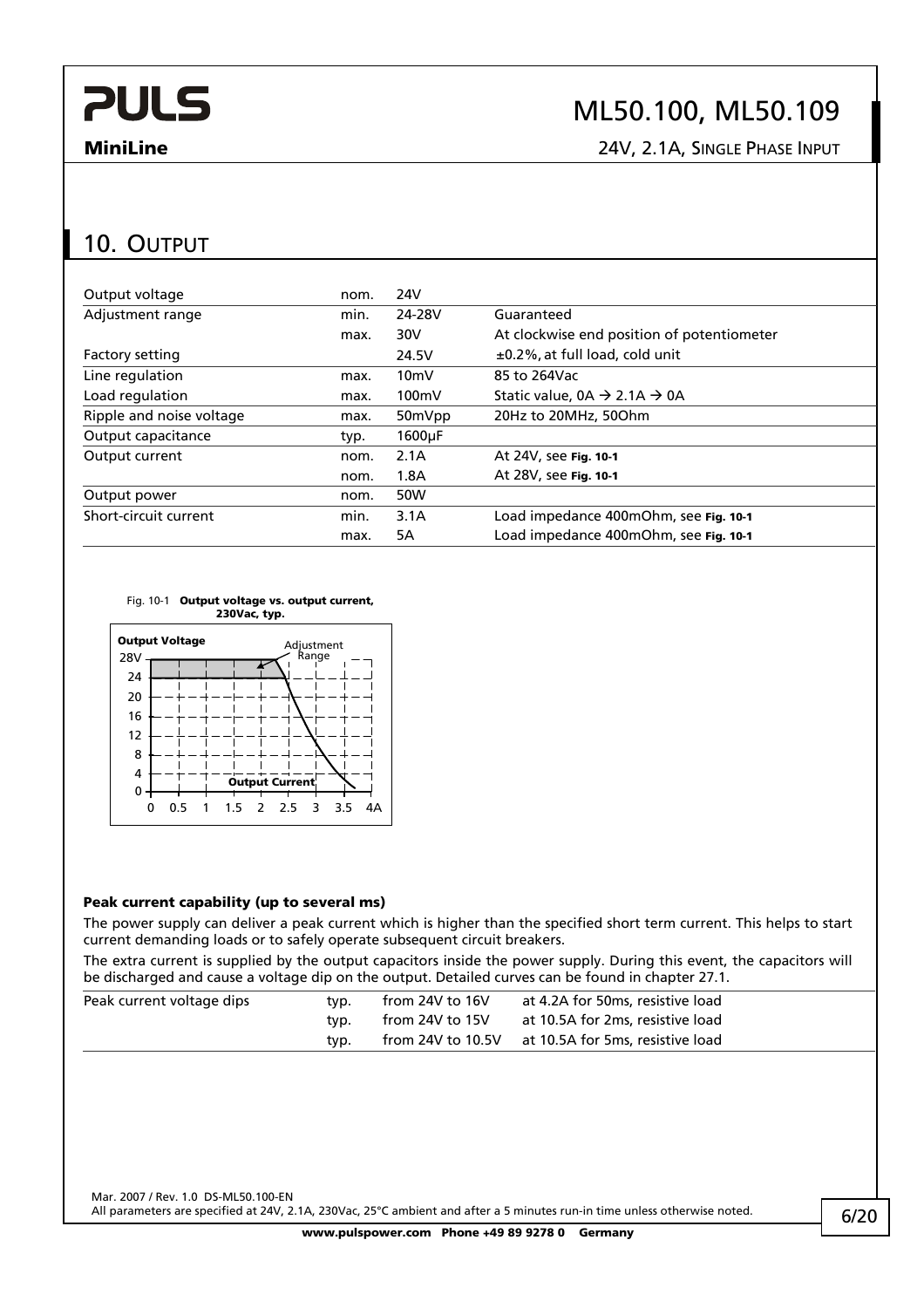## 10. Output

| | | | |
|---|---|---|---|
| Output voltage | nom. | 24V | |
| Adjustment range | min. | 24-28V | Guaranteed |
| | max. | 30V | At clockwise end position of potentiometer |
| Factory setting | | 24.5V | ±0.2%, at full load, cold unit |
| Line regulation | max. | 10mV | 85 to 264Vac |
| Load regulation | max. | 100mV | Static value, 0A → 2.1A → 0A |
| Ripple and noise voltage | max. | 50mVpp | 20Hz to 20MHz, 50Ohm |
| Output capacitance | typ. | 1600µF | |
| Output current | nom. | 2.1A | At 24V, see **Fig. 10-1** |
| | nom. | 1.8A | At 28V, see **Fig. 10-1** |
| Output power | nom. | 50W | |
| Short-circuit current | min. | 3.1A | Load impedance 400mOhm, see **Fig. 10-1** |
| | max. | 5A | Load impedance 400mOhm, see **Fig. 10-1** |

Fig. 10-1 **Output voltage vs. output current, 230Vac, typ.**

### Peak current capability (up to several ms)

The power supply can deliver a peak current which is higher than the specified short term current. This helps to start current demanding loads or to safely operate subsequent circuit breakers.

The extra current is supplied by the output capacitors inside the power supply. During this event, the capacitors will be discharged and cause a voltage dip on the output. Detailed curves can be found in chapter 27.1.

| | | | |
|---|---|---|---|
| Peak current voltage dips | typ. | from 24V to 16V | at 4.2A for 50ms, resistive load |
| | typ. | from 24V to 15V | at 10.5A for 2ms, resistive load |
| | typ. | from 24V to 10.5V | at 10.5A for 5ms, resistive load |

Mar. 2007 / Rev. 1.0 DS-ML50.100-EN
All parameters are specified at 24V, 2.1A, 230Vac, 25°C ambient and after a 5 minutes run-in time unless otherwise noted.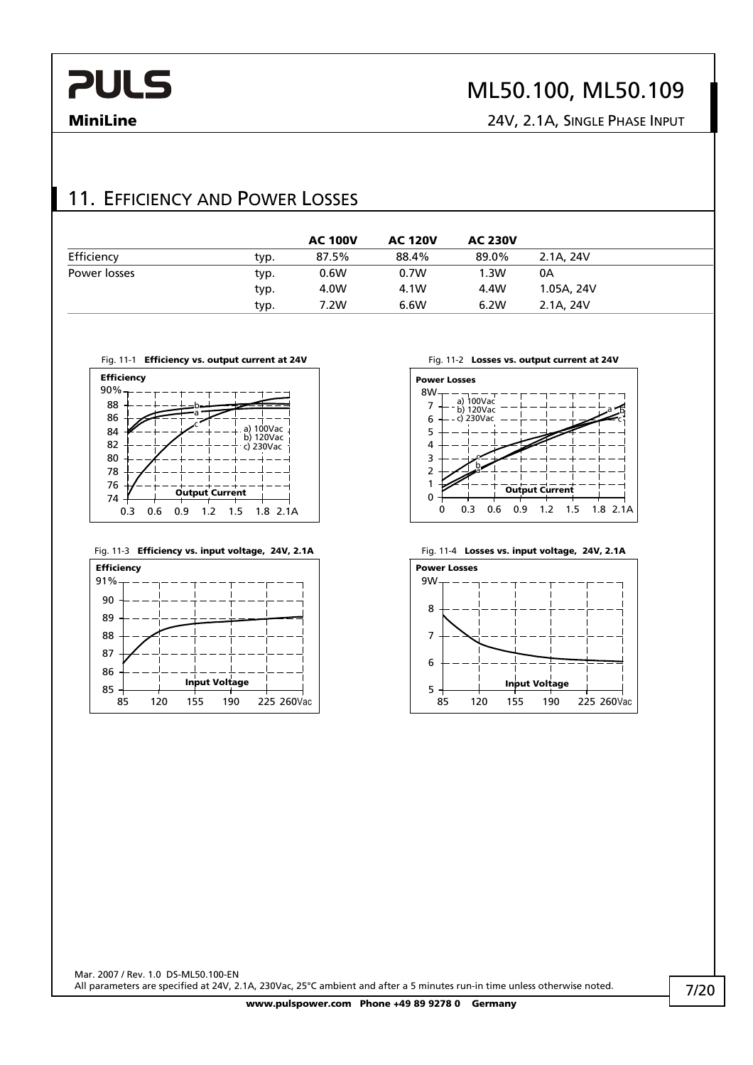## 11. Efficiency and Power Losses

| | | AC 100V | AC 120V | AC 230V | |
|---|---|---|---|---|---|
| Efficiency | typ. | 87.5% | 88.4% | 89.0% | 2.1A, 24V |
| Power losses | typ. | 0.6W | 0.7W | 1.3W | 0A |
| | typ. | 4.0W | 4.1W | 4.4W | 1.05A, 24V |
| | typ. | 7.2W | 6.6W | 6.2W | 2.1A, 24V |

Fig. 11-1 **Efficiency vs. output current at 24V**

Fig. 11-2 **Losses vs. output current at 24V**

Fig. 11-3 **Efficiency vs. input voltage, 24V, 2.1A**

Fig. 11-4 **Losses vs. input voltage, 24V, 2.1A**

Mar. 2007 / Rev. 1.0 DS-ML50.100-EN
All parameters are specified at 24V, 2.1A, 230Vac, 25°C ambient and after a 5 minutes run-in time unless otherwise noted.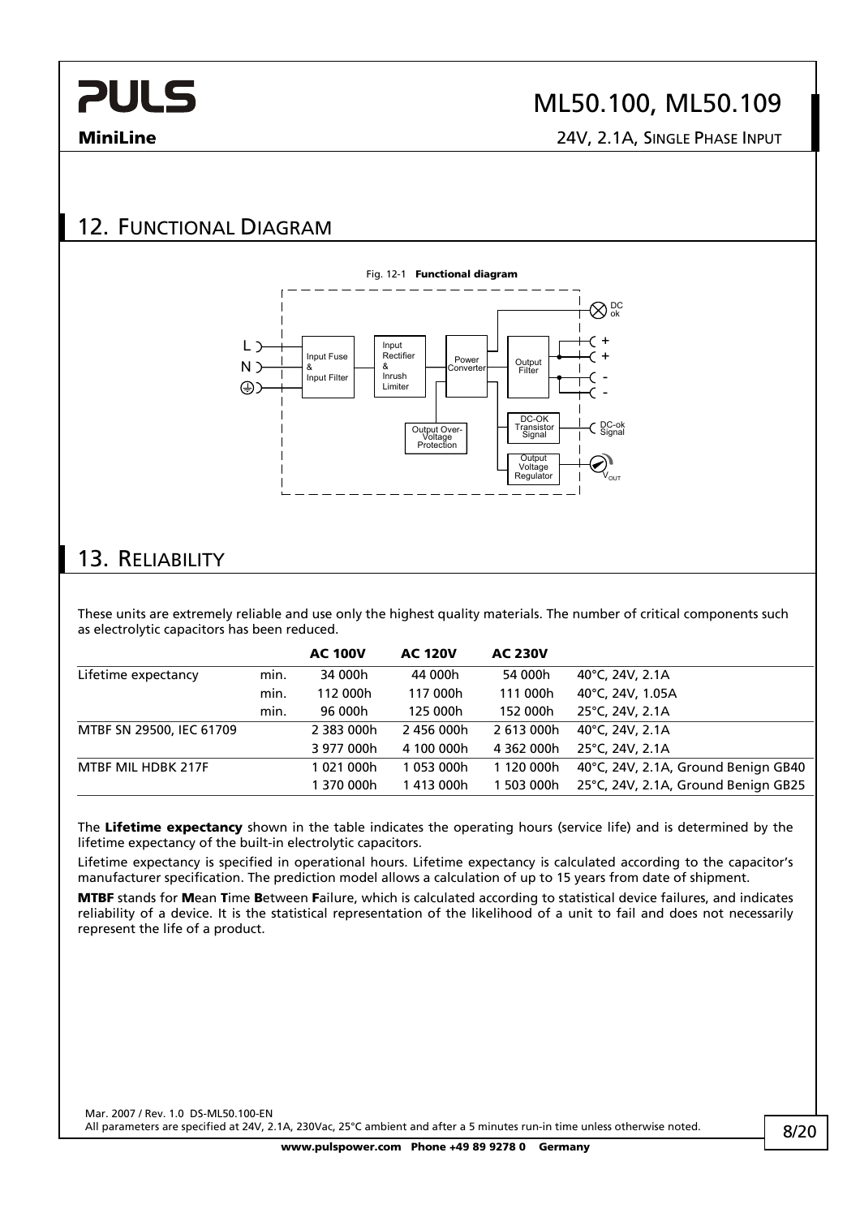## 12. Functional Diagram

Fig. 12-1 **Functional diagram**

## 13. Reliability

These units are extremely reliable and use only the highest quality materials. The number of critical components such as electrolytic capacitors has been reduced.

| | | AC 100V | AC 120V | AC 230V | |
|---|---|---|---|---|---|
| Lifetime expectancy | min. | 34 000h | 44 000h | 54 000h | 40°C, 24V, 2.1A |
| | min. | 112 000h | 117 000h | 111 000h | 40°C, 24V, 1.05A |
| | min. | 96 000h | 125 000h | 152 000h | 25°C, 24V, 2.1A |
| MTBF SN 29500, IEC 61709 | | 2 383 000h | 2 456 000h | 2 613 000h | 40°C, 24V, 2.1A |
| | | 3 977 000h | 4 100 000h | 4 362 000h | 25°C, 24V, 2.1A |
| MTBF MIL HDBK 217F | | 1 021 000h | 1 053 000h | 1 120 000h | 40°C, 24V, 2.1A, Ground Benign GB40 |
| | | 1 370 000h | 1 413 000h | 1 503 000h | 25°C, 24V, 2.1A, Ground Benign GB25 |

The **Lifetime expectancy** shown in the table indicates the operating hours (service life) and is determined by the lifetime expectancy of the built-in electrolytic capacitors.

Lifetime expectancy is specified in operational hours. Lifetime expectancy is calculated according to the capacitor's manufacturer specification. The prediction model allows a calculation of up to 15 years from date of shipment.

**MTBF** stands for **M**ean **T**ime **B**etween **F**ailure, which is calculated according to statistical device failures, and indicates reliability of a device. It is the statistical representation of the likelihood of a unit to fail and does not necessarily represent the life of a product.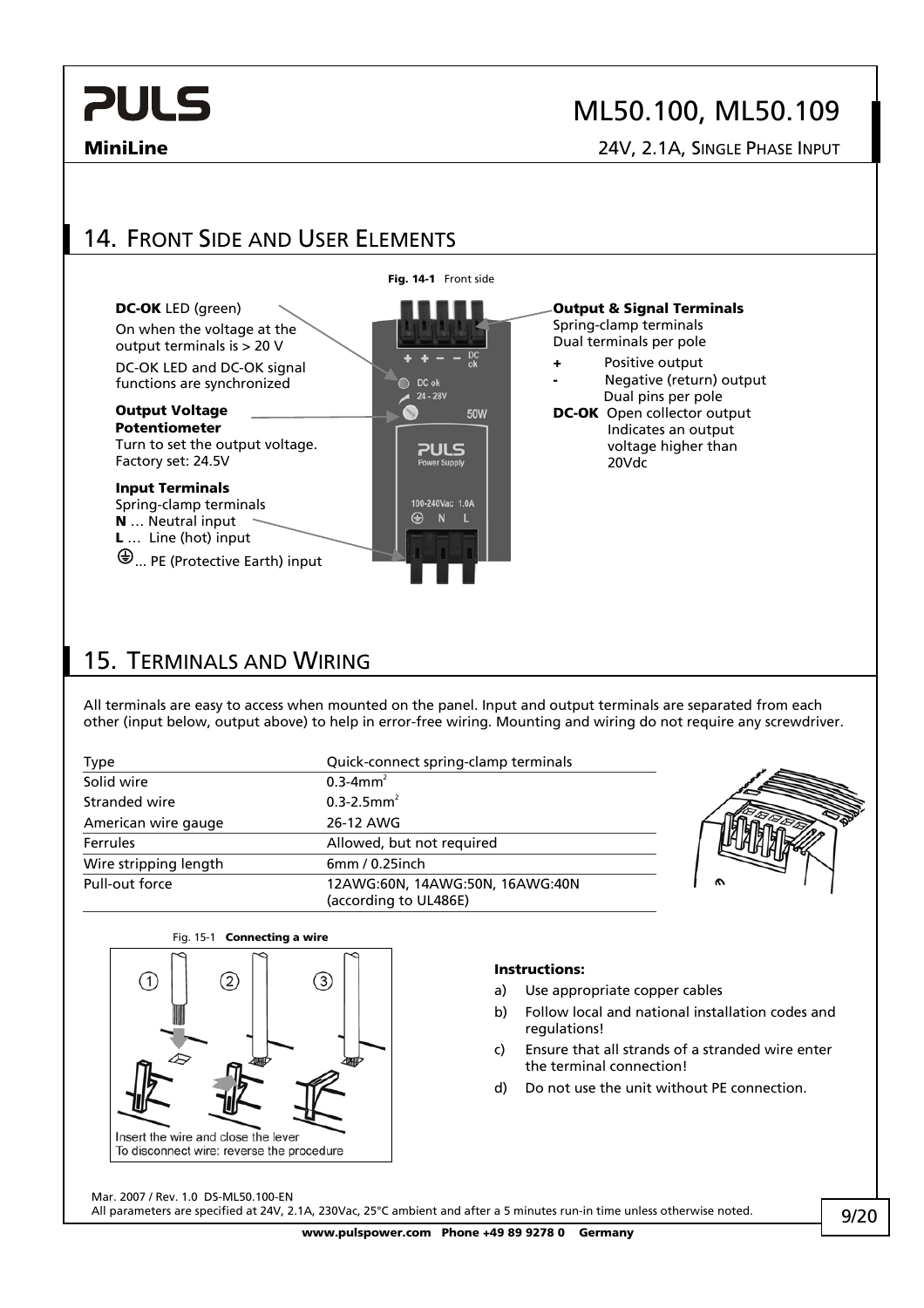## 14. Front Side and User Elements

Fig. 14-1 Front side

**DC-OK** LED (green)
On when the voltage at the output terminals is > 20 V
DC-OK LED and DC-OK signal functions are synchronized

**Output Voltage Potentiometer**
Turn to set the output voltage.
Factory set: 24.5V

**Input Terminals**
Spring-clamp terminals
**N** … Neutral input
**L** … Line (hot) input
⏚... PE (Protective Earth) input

**Output & Signal Terminals**
Spring-clamp terminals
Dual terminals per pole

- **+** Positive output
- **-** Negative (return) output
  Dual pins per pole
- **DC-OK** Open collector output
  Indicates an output voltage higher than 20Vdc

## 15. Terminals and Wiring

All terminals are easy to access when mounted on the panel. Input and output terminals are separated from each other (input below, output above) to help in error-free wiring. Mounting and wiring do not require any screwdriver.

| Type | Quick-connect spring-clamp terminals |
|---|---|
| Solid wire | 0.3-4mm² |
| Stranded wire | 0.3-2.5mm² |
| American wire gauge | 26-12 AWG |
| Ferrules | Allowed, but not required |
| Wire stripping length | 6mm / 0.25inch |
| Pull-out force | 12AWG:60N, 14AWG:50N, 16AWG:40N (according to UL486E) |

Fig. 15-1 **Connecting a wire**

Insert the wire and close the lever
To disconnect wire: reverse the procedure

**Instructions:**

a) Use appropriate copper cables
b) Follow local and national installation codes and regulations!
c) Ensure that all strands of a stranded wire enter the terminal connection!
d) Do not use the unit without PE connection.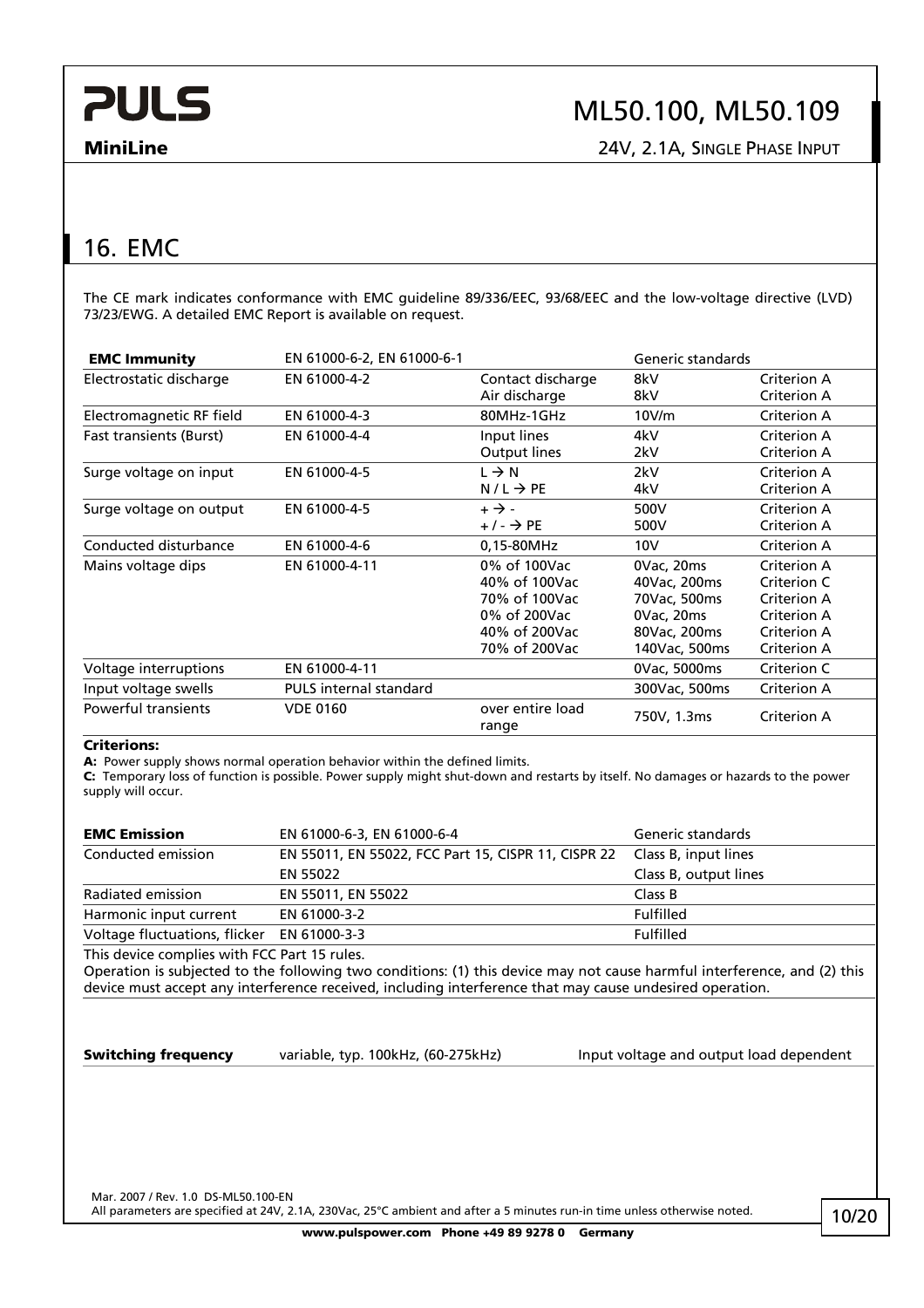## 16. EMC

The CE mark indicates conformance with EMC guideline 89/336/EEC, 93/68/EEC and the low-voltage directive (LVD) 73/23/EWG. A detailed EMC Report is available on request.

| **EMC Immunity** | EN 61000-6-2, EN 61000-6-1 | | Generic standards | |
|---|---|---|---|---|
| Electrostatic discharge | EN 61000-4-2 | Contact discharge<br>Air discharge | 8kV<br>8kV | Criterion A<br>Criterion A |
| Electromagnetic RF field | EN 61000-4-3 | 80MHz-1GHz | 10V/m | Criterion A |
| Fast transients (Burst) | EN 61000-4-4 | Input lines<br>Output lines | 4kV<br>2kV | Criterion A<br>Criterion A |
| Surge voltage on input | EN 61000-4-5 | L → N<br>N / L → PE | 2kV<br>4kV | Criterion A<br>Criterion A |
| Surge voltage on output | EN 61000-4-5 | + → -<br>+ / - → PE | 500V<br>500V | Criterion A<br>Criterion A |
| Conducted disturbance | EN 61000-4-6 | 0,15-80MHz | 10V | Criterion A |
| Mains voltage dips | EN 61000-4-11 | 0% of 100Vac<br>40% of 100Vac<br>70% of 100Vac<br>0% of 200Vac<br>40% of 200Vac<br>70% of 200Vac | 0Vac, 20ms<br>40Vac, 200ms<br>70Vac, 500ms<br>0Vac, 20ms<br>80Vac, 200ms<br>140Vac, 500ms | Criterion A<br>Criterion C<br>Criterion A<br>Criterion A<br>Criterion A<br>Criterion A |
| Voltage interruptions | EN 61000-4-11 | | 0Vac, 5000ms | Criterion C |
| Input voltage swells | PULS internal standard | | 300Vac, 500ms | Criterion A |
| Powerful transients | VDE 0160 | over entire load range | 750V, 1.3ms | Criterion A |

**Criterions:**

**A:** Power supply shows normal operation behavior within the defined limits.

**C:** Temporary loss of function is possible. Power supply might shut-down and restarts by itself. No damages or hazards to the power supply will occur.

| **EMC Emission** | EN 61000-6-3, EN 61000-6-4 | Generic standards |
|---|---|---|
| Conducted emission | EN 55011, EN 55022, FCC Part 15, CISPR 11, CISPR 22 | Class B, input lines |
| | EN 55022 | Class B, output lines |
| Radiated emission | EN 55011, EN 55022 | Class B |
| Harmonic input current | EN 61000-3-2 | Fulfilled |
| Voltage fluctuations, flicker | EN 61000-3-3 | Fulfilled |

This device complies with FCC Part 15 rules.

Operation is subjected to the following two conditions: (1) this device may not cause harmful interference, and (2) this device must accept any interference received, including interference that may cause undesired operation.

| **Switching frequency** | variable, typ. 100kHz, (60-275kHz) | Input voltage and output load dependent |
|---|---|---|

Mar. 2007 / Rev. 1.0 DS-ML50.100-EN

All parameters are specified at 24V, 2.1A, 230Vac, 25°C ambient and after a 5 minutes run-in time unless otherwise noted.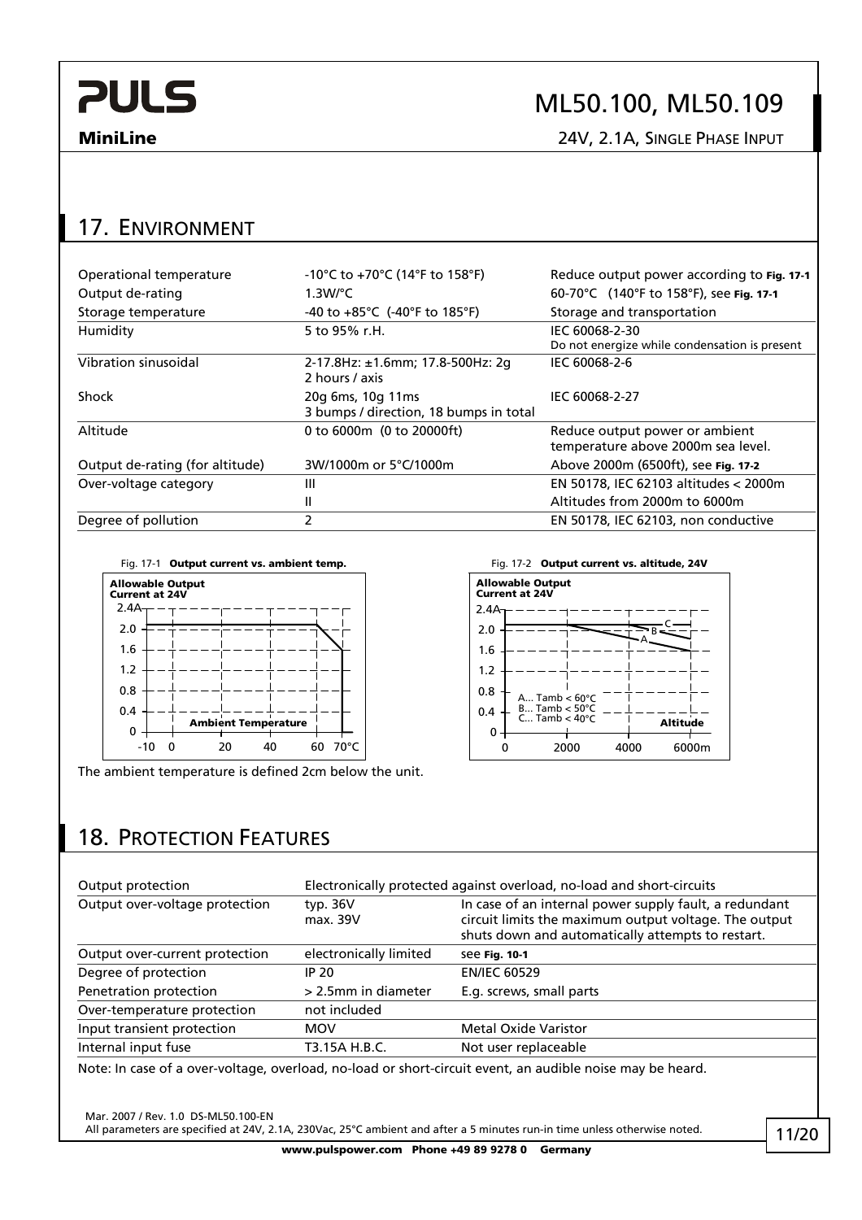## 17. Environment

| | | |
|---|---|---|
| Operational temperature | -10°C to +70°C (14°F to 158°F) | Reduce output power according to **Fig. 17-1** |
| Output de-rating | 1.3W/°C | 60-70°C (140°F to 158°F), see **Fig. 17-1** |
| Storage temperature | -40 to +85°C (-40°F to 185°F) | Storage and transportation |
| Humidity | 5 to 95% r.H. | IEC 60068-2-30<br>Do not energize while condensation is present |
| Vibration sinusoidal | 2-17.8Hz: ±1.6mm; 17.8-500Hz: 2g<br>2 hours / axis | IEC 60068-2-6 |
| Shock | 20g 6ms, 10g 11ms<br>3 bumps / direction, 18 bumps in total | IEC 60068-2-27 |
| Altitude | 0 to 6000m (0 to 20000ft) | Reduce output power or ambient temperature above 2000m sea level. |
| Output de-rating (for altitude) | 3W/1000m or 5°C/1000m | Above 2000m (6500ft), see **Fig. 17-2** |
| Over-voltage category | III | EN 50178, IEC 62103 altitudes < 2000m |
| | II | Altitudes from 2000m to 6000m |
| Degree of pollution | 2 | EN 50178, IEC 62103, non conductive |

Fig. 17-1 **Output current vs. ambient temp.**

Fig. 17-2 **Output current vs. altitude, 24V**

A... Tamb < 60°C
B... Tamb < 50°C
C... Tamb < 40°C

The ambient temperature is defined 2cm below the unit.

## 18. Protection Features

| | | |
|---|---|---|
| Output protection | Electronically protected against overload, no-load and short-circuits | |
| Output over-voltage protection | typ. 36V<br>max. 39V | In case of an internal power supply fault, a redundant circuit limits the maximum output voltage. The output shuts down and automatically attempts to restart. |
| Output over-current protection | electronically limited | see **Fig. 10-1** |
| Degree of protection | IP 20 | EN/IEC 60529 |
| Penetration protection | > 2.5mm in diameter | E.g. screws, small parts |
| Over-temperature protection | not included | |
| Input transient protection | MOV | Metal Oxide Varistor |
| Internal input fuse | T3.15A H.B.C. | Not user replaceable |

Note: In case of a over-voltage, overload, no-load or short-circuit event, an audible noise may be heard.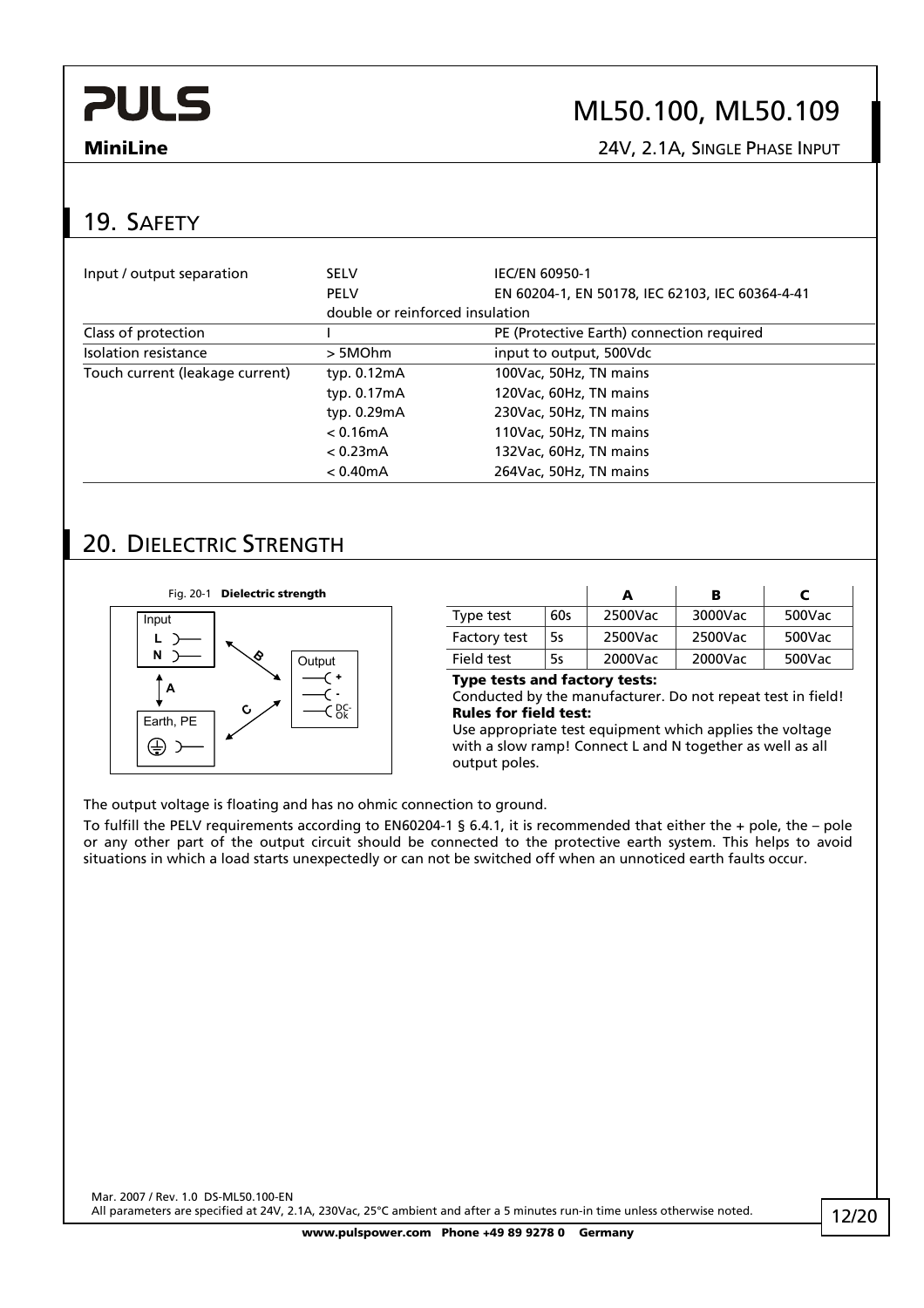## 19. Safety

| | | |
|---|---|---|
| Input / output separation | SELV | IEC/EN 60950-1 |
| | PELV | EN 60204-1, EN 50178, IEC 62103, IEC 60364-4-41 |
| | double or reinforced insulation | |
| Class of protection | I | PE (Protective Earth) connection required |
| Isolation resistance | > 5MOhm | input to output, 500Vdc |
| Touch current (leakage current) | typ. 0.12mA | 100Vac, 50Hz, TN mains |
| | typ. 0.17mA | 120Vac, 60Hz, TN mains |
| | typ. 0.29mA | 230Vac, 50Hz, TN mains |
| | < 0.16mA | 110Vac, 50Hz, TN mains |
| | < 0.23mA | 132Vac, 60Hz, TN mains |
| | < 0.40mA | 264Vac, 50Hz, TN mains |

## 20. Dielectric Strength

Fig. 20-1 **Dielectric strength**

Input: L, N — Output: +, -, DC-Ok — Earth, PE — A (Input to Earth), B (Input to Output), C (Output to Earth)

| | | A | B | C |
|---|---|---|---|---|
| Type test | 60s | 2500Vac | 3000Vac | 500Vac |
| Factory test | 5s | 2500Vac | 2500Vac | 500Vac |
| Field test | 5s | 2000Vac | 2000Vac | 500Vac |

**Type tests and factory tests:**
Conducted by the manufacturer. Do not repeat test in field!

**Rules for field test:**
Use appropriate test equipment which applies the voltage with a slow ramp! Connect L and N together as well as all output poles.

The output voltage is floating and has no ohmic connection to ground.

To fulfill the PELV requirements according to EN60204-1 § 6.4.1, it is recommended that either the + pole, the – pole or any other part of the output circuit should be connected to the protective earth system. This helps to avoid situations in which a load starts unexpectedly or can not be switched off when an unnoticed earth faults occur.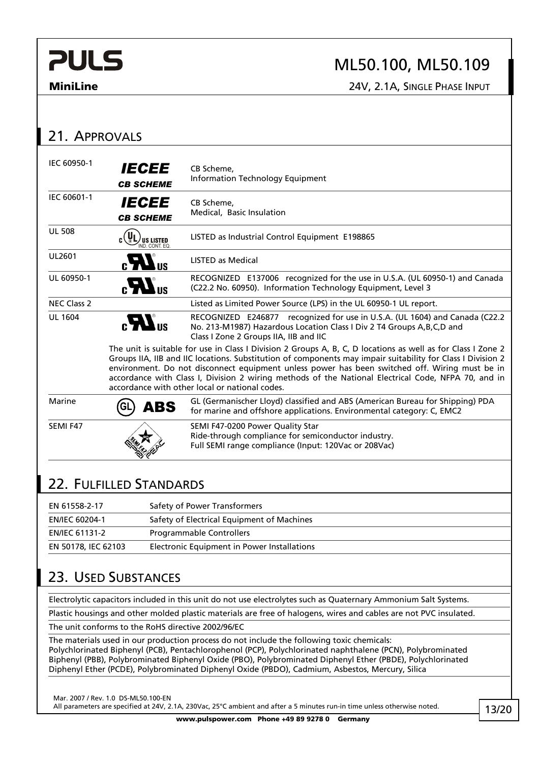## 21. Approvals

| | | |
|---|---|---|
| IEC 60950-1 | IECEE CB SCHEME | CB Scheme, Information Technology Equipment |
| IEC 60601-1 | IECEE CB SCHEME | CB Scheme, Medical, Basic Insulation |
| UL 508 | c UL US LISTED IND. CONT. EQ. | LISTED as Industrial Control Equipment E198865 |
| UL2601 | c RU US | LISTED as Medical |
| UL 60950-1 | c RU US | RECOGNIZED E137006 recognized for the use in U.S.A. (UL 60950-1) and Canada (C22.2 No. 60950). Information Technology Equipment, Level 3 |
| NEC Class 2 | | Listed as Limited Power Source (LPS) in the UL 60950-1 UL report. |
| UL 1604 | c RU US | RECOGNIZED E246877 recognized for the use in U.S.A. (UL 1604) and Canada (C22.2 No. 213-M1987) Hazardous Location Class I Div 2 T4 Groups A,B,C,D and Class I Zone 2 Groups IIA, IIB and IIC |
| | The unit is suitable for use in Class I Division 2 Groups A, B, C, D locations as well as for Class I Zone 2 Groups IIA, IIB and IIC locations. Substitution of components may impair suitability for Class I Division 2 environment. Do not disconnect equipment unless power has been switched off. Wiring must be in accordance with Class I, Division 2 wiring methods of the National Electrical Code, NFPA 70, and in accordance with other local or national codes. | |
| Marine | GL ABS | GL (Germanischer Lloyd) classified and ABS (American Bureau for Shipping) PDA for marine and offshore applications. Environmental category: C, EMC2 |
| SEMI F47 | | SEMI F47-0200 Power Quality Star<br>Ride-through compliance for semiconductor industry.<br>Full SEMI range compliance (Input: 120Vac or 208Vac) |

## 22. Fulfilled Standards

| | |
|---|---|
| EN 61558-2-17 | Safety of Power Transformers |
| EN/IEC 60204-1 | Safety of Electrical Equipment of Machines |
| EN/IEC 61131-2 | Programmable Controllers |
| EN 50178, IEC 62103 | Electronic Equipment in Power Installations |

## 23. Used Substances

Electrolytic capacitors included in this unit do not use electrolytes such as Quaternary Ammonium Salt Systems.

Plastic housings and other molded plastic materials are free of halogens, wires and cables are not PVC insulated.

The unit conforms to the RoHS directive 2002/96/EC

The materials used in our production process do not include the following toxic chemicals:
Polychlorinated Biphenyl (PCB), Pentachlorophenol (PCP), Polychlorinated naphthalene (PCN), Polybrominated Biphenyl (PBB), Polybrominated Biphenyl Oxide (PBO), Polybrominated Diphenyl Ether (PBDE), Polychlorinated Diphenyl Ether (PCDE), Polybrominated Diphenyl Oxide (PBDO), Cadmium, Asbestos, Mercury, Silica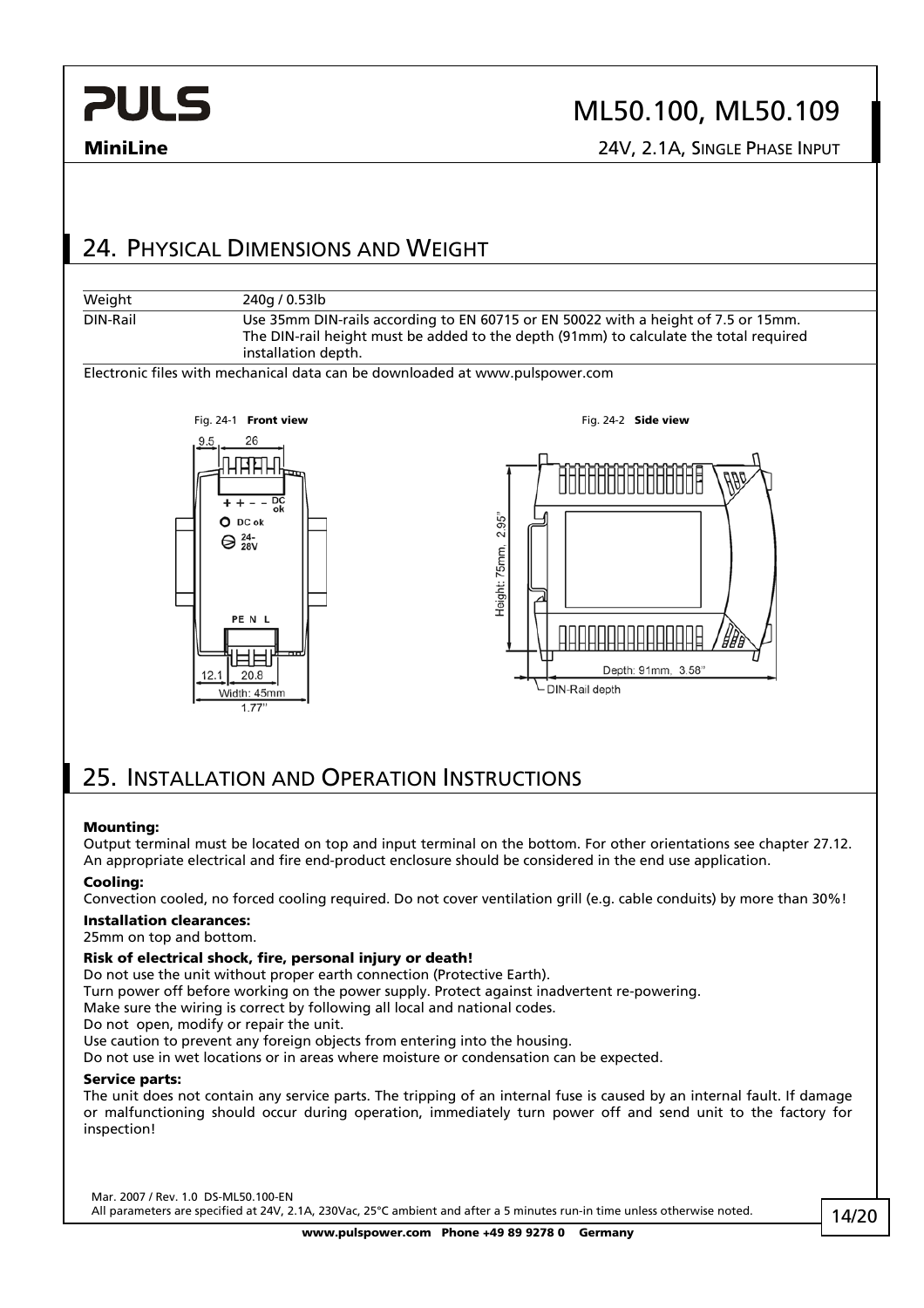## 24. Physical Dimensions and Weight

| | |
|---|---|
| Weight | 240g / 0.53lb |
| DIN-Rail | Use 35mm DIN-rails according to EN 60715 or EN 50022 with a height of 7.5 or 15mm. The DIN-rail height must be added to the depth (91mm) to calculate the total required installation depth. |

Electronic files with mechanical data can be downloaded at www.pulspower.com

Fig. 24-1 **Front view**

Fig. 24-2 **Side view**

## 25. Installation and Operation Instructions

**Mounting:**
Output terminal must be located on top and input terminal on the bottom. For other orientations see chapter 27.12.
An appropriate electrical and fire end-product enclosure should be considered in the end use application.

**Cooling:**
Convection cooled, no forced cooling required. Do not cover ventilation grill (e.g. cable conduits) by more than 30%!

**Installation clearances:**
25mm on top and bottom.

**Risk of electrical shock, fire, personal injury or death!**
Do not use the unit without proper earth connection (Protective Earth).
Turn power off before working on the power supply. Protect against inadvertent re-powering.
Make sure the wiring is correct by following all local and national codes.
Do not open, modify or repair the unit.
Use caution to prevent any foreign objects from entering into the housing.
Do not use in wet locations or in areas where moisture or condensation can be expected.

**Service parts:**
The unit does not contain any service parts. The tripping of an internal fuse is caused by an internal fault. If damage or malfunctioning should occur during operation, immediately turn power off and send unit to the factory for inspection!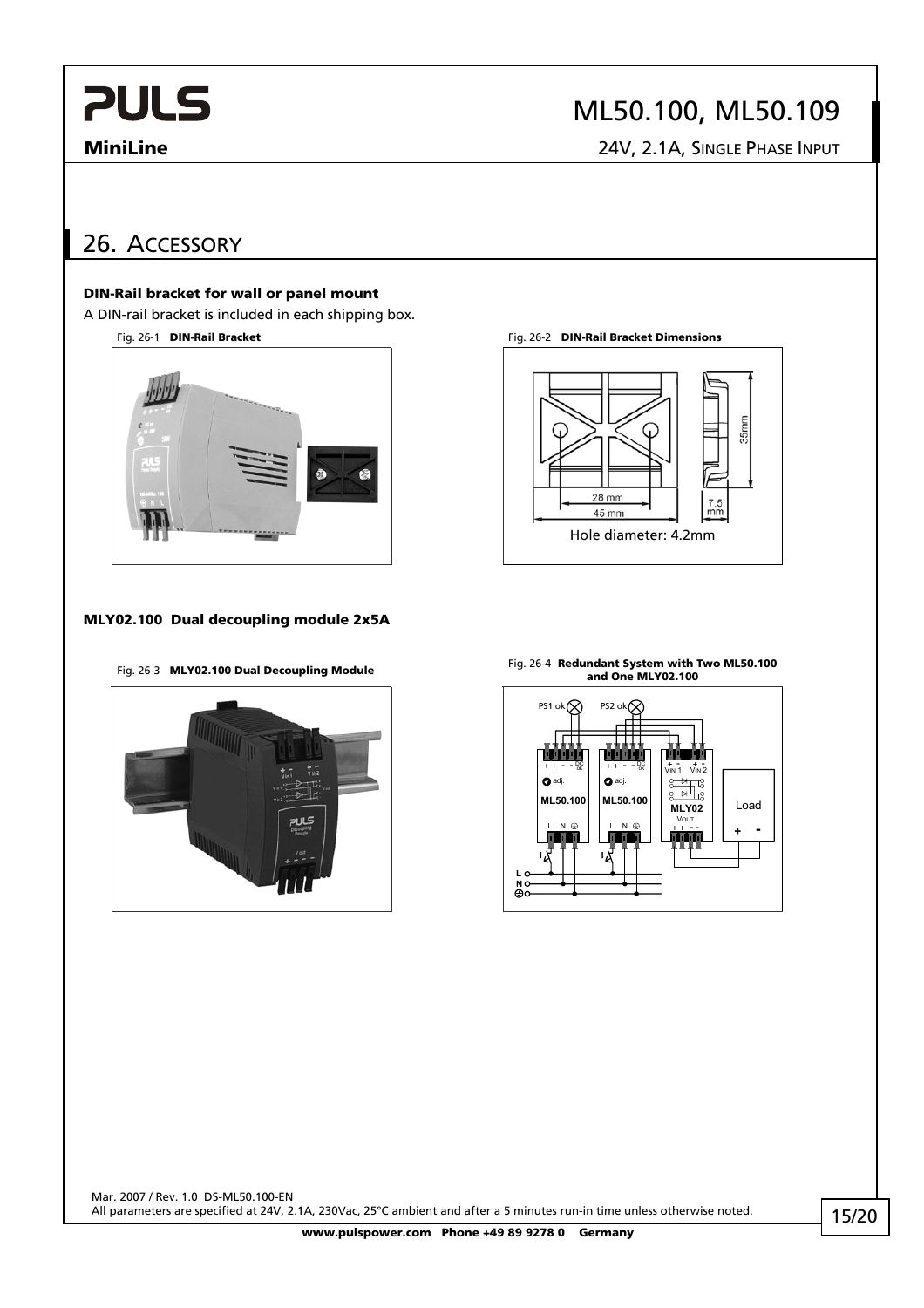## 26. Accessory

**DIN-Rail bracket for wall or panel mount**

A DIN-rail bracket is included in each shipping box.

Fig. 26-1 **DIN-Rail Bracket**

Fig. 26-2 **DIN-Rail Bracket Dimensions**

28 mm

45 mm

35mm

7.5 mm

Hole diameter: 4.2mm

**MLY02.100 Dual decoupling module 2x5A**

Fig. 26-3 **MLY02.100 Dual Decoupling Module**

Fig. 26-4 **Redundant System with Two ML50.100 and One MLY02.100**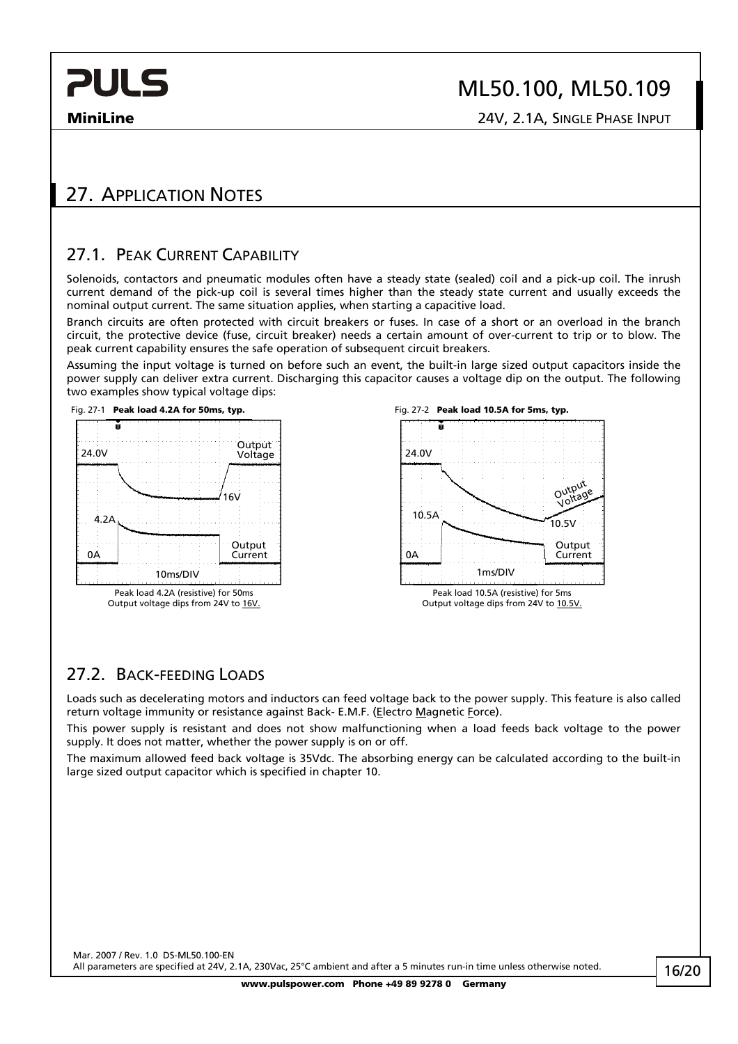# 27. Application Notes

## 27.1. Peak Current Capability

Solenoids, contactors and pneumatic modules often have a steady state (sealed) coil and a pick-up coil. The inrush current demand of the pick-up coil is several times higher than the steady state current and usually exceeds the nominal output current. The same situation applies, when starting a capacitive load.

Branch circuits are often protected with circuit breakers or fuses. In case of a short or an overload in the branch circuit, the protective device (fuse, circuit breaker) needs a certain amount of over-current to trip or to blow. The peak current capability ensures the safe operation of subsequent circuit breakers.

Assuming the input voltage is turned on before such an event, the built-in large sized output capacitors inside the power supply can deliver extra current. Discharging this capacitor causes a voltage dip on the output. The following two examples show typical voltage dips:

Fig. 27-1 **Peak load 4.2A for 50ms, typ.**

Peak load 4.2A (resistive) for 50ms
Output voltage dips from 24V to 16V.

Fig. 27-2 **Peak load 10.5A for 5ms, typ.**

Peak load 10.5A (resistive) for 5ms
Output voltage dips from 24V to 10.5V.

## 27.2. Back-feeding Loads

Loads such as decelerating motors and inductors can feed voltage back to the power supply. This feature is also called return voltage immunity or resistance against Back- E.M.F. (Electro Magnetic Force).

This power supply is resistant and does not show malfunctioning when a load feeds back voltage to the power supply. It does not matter, whether the power supply is on or off.

The maximum allowed feed back voltage is 35Vdc. The absorbing energy can be calculated according to the built-in large sized output capacitor which is specified in chapter 10.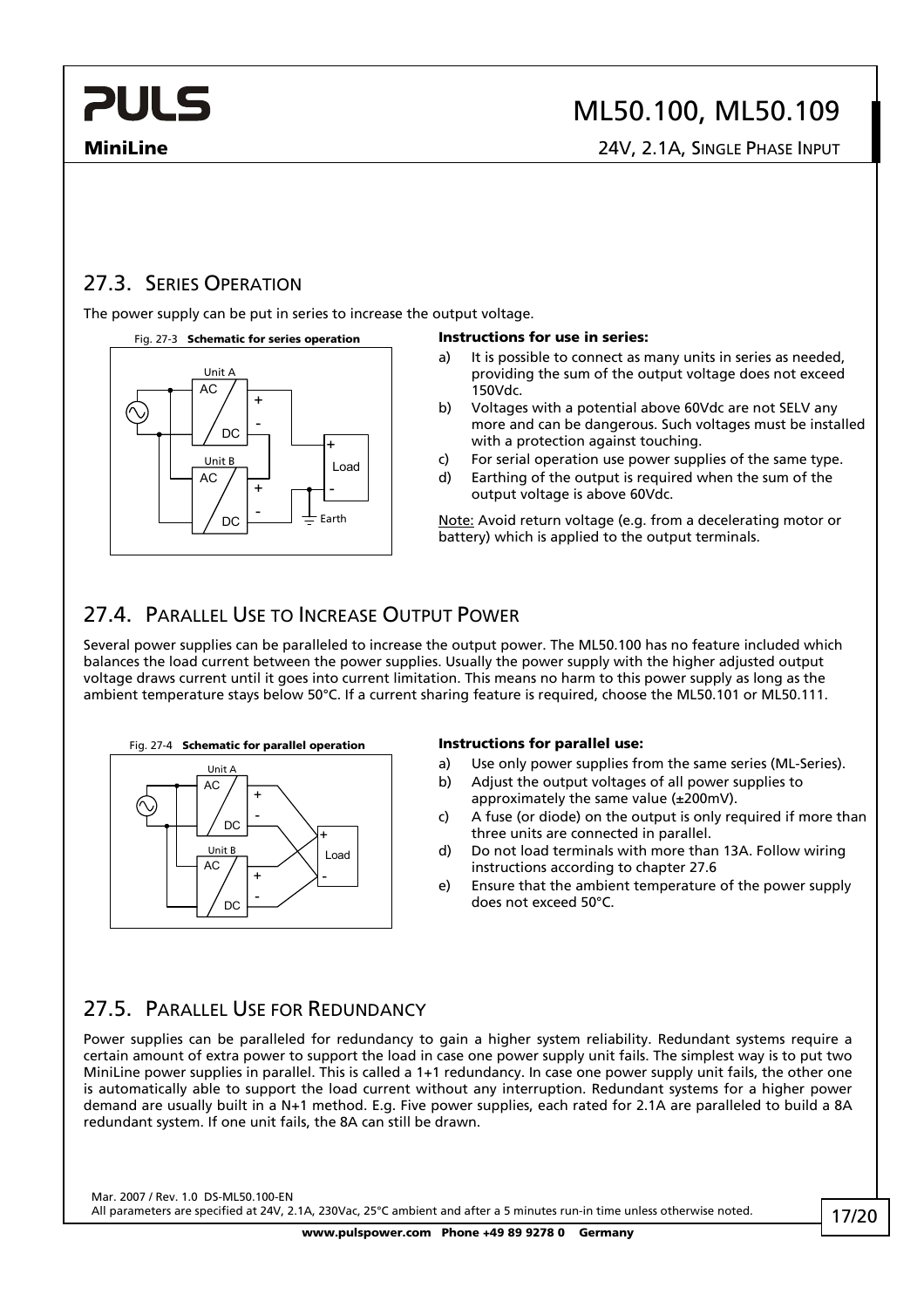## 27.3. Series Operation

The power supply can be put in series to increase the output voltage.

Fig. 27-3 **Schematic for series operation**

**Instructions for use in series:**

a) It is possible to connect as many units in series as needed, providing the sum of the output voltage does not exceed 150Vdc.
b) Voltages with a potential above 60Vdc are not SELV any more and can be dangerous. Such voltages must be installed with a protection against touching.
c) For serial operation use power supplies of the same type.
d) Earthing of the output is required when the sum of the output voltage is above 60Vdc.

Note: Avoid return voltage (e.g. from a decelerating motor or battery) which is applied to the output terminals.

## 27.4. Parallel Use to Increase Output Power

Several power supplies can be paralleled to increase the output power. The ML50.100 has no feature included which balances the load current between the power supplies. Usually the power supply with the higher adjusted output voltage draws current until it goes into current limitation. This means no harm to this power supply as long as the ambient temperature stays below 50°C. If a current sharing feature is required, choose the ML50.101 or ML50.111.

Fig. 27-4 **Schematic for parallel operation**

**Instructions for parallel use:**

a) Use only power supplies from the same series (ML-Series).
b) Adjust the output voltages of all power supplies to approximately the same value (±200mV).
c) A fuse (or diode) on the output is only required if more than three units are connected in parallel.
d) Do not load terminals with more than 13A. Follow wiring instructions according to chapter 27.6
e) Ensure that the ambient temperature of the power supply does not exceed 50°C.

## 27.5. Parallel Use for Redundancy

Power supplies can be paralleled for redundancy to gain a higher system reliability. Redundant systems require a certain amount of extra power to support the load in case one power supply unit fails. The simplest way is to put two MiniLine power supplies in parallel. This is called a 1+1 redundancy. In case one power supply unit fails, the other one is automatically able to support the load current without any interruption. Redundant systems for a higher power demand are usually built in a N+1 method. E.g. Five power supplies, each rated for 2.1A are paralleled to build a 8A redundant system. If one unit fails, the 8A can still be drawn.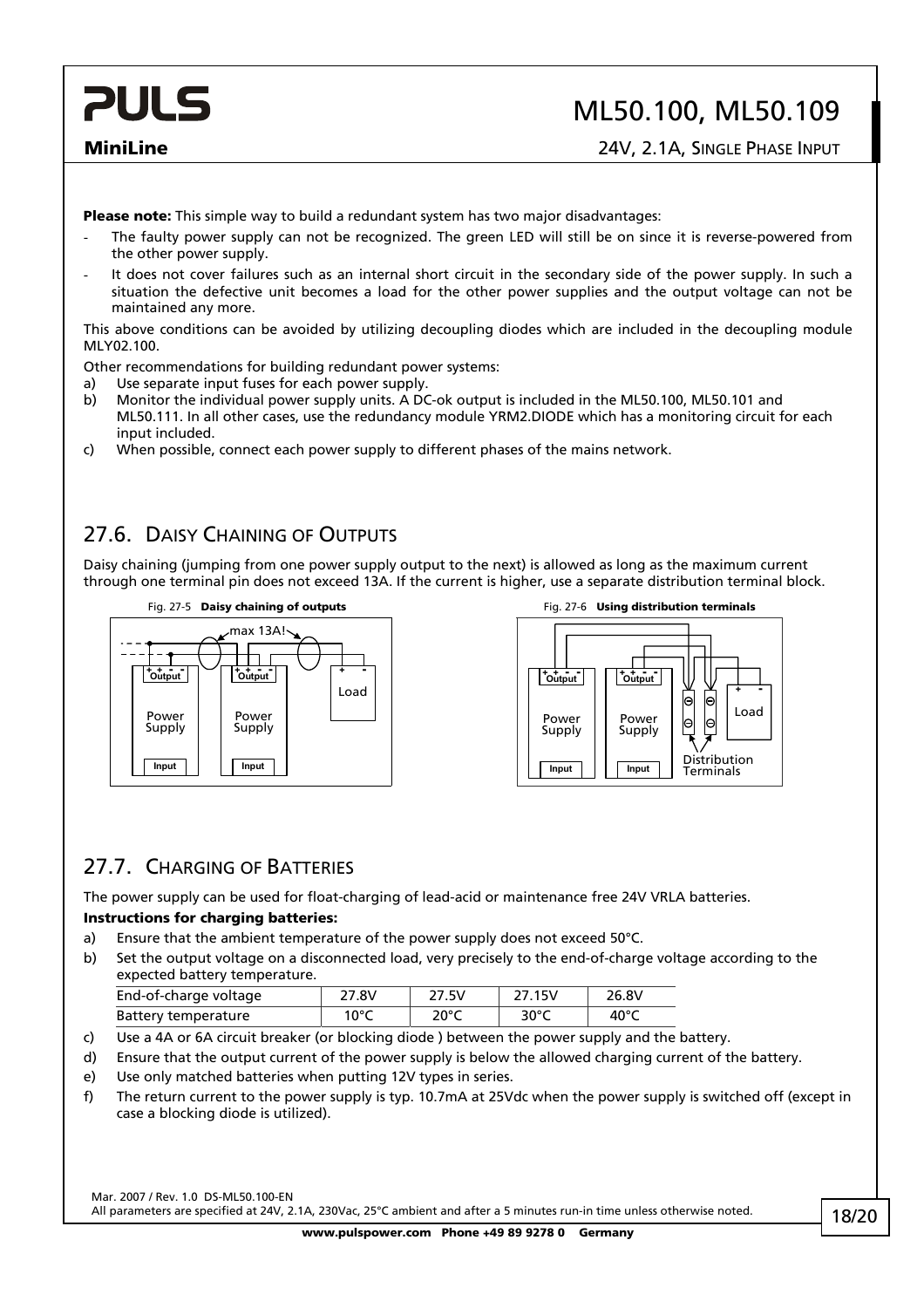**Please note:** This simple way to build a redundant system has two major disadvantages:

- The faulty power supply can not be recognized. The green LED will still be on since it is reverse-powered from the other power supply.
- It does not cover failures such as an internal short circuit in the secondary side of the power supply. In such a situation the defective unit becomes a load for the other power supplies and the output voltage can not be maintained any more.

This above conditions can be avoided by utilizing decoupling diodes which are included in the decoupling module MLY02.100.

Other recommendations for building redundant power systems:

a) Use separate input fuses for each power supply.
b) Monitor the individual power supply units. A DC-ok output is included in the ML50.100, ML50.101 and ML50.111. In all other cases, use the redundancy module YRM2.DIODE which has a monitoring circuit for each input included.
c) When possible, connect each power supply to different phases of the mains network.

## 27.6. Daisy Chaining of Outputs

Daisy chaining (jumping from one power supply output to the next) is allowed as long as the maximum current through one terminal pin does not exceed 13A. If the current is higher, use a separate distribution terminal block.

Fig. 27-5 **Daisy chaining of outputs**

Fig. 27-6 **Using distribution terminals**

## 27.7. Charging of Batteries

The power supply can be used for float-charging of lead-acid or maintenance free 24V VRLA batteries.

**Instructions for charging batteries:**

a) Ensure that the ambient temperature of the power supply does not exceed 50°C.
b) Set the output voltage on a disconnected load, very precisely to the end-of-charge voltage according to the expected battery temperature.

| End-of-charge voltage | 27.8V | 27.5V | 27.15V | 26.8V |
|---|---|---|---|---|
| Battery temperature | 10°C | 20°C | 30°C | 40°C |

c) Use a 4A or 6A circuit breaker (or blocking diode ) between the power supply and the battery.
d) Ensure that the output current of the power supply is below the allowed charging current of the battery.
e) Use only matched batteries when putting 12V types in series.
f) The return current to the power supply is typ. 10.7mA at 25Vdc when the power supply is switched off (except in case a blocking diode is utilized).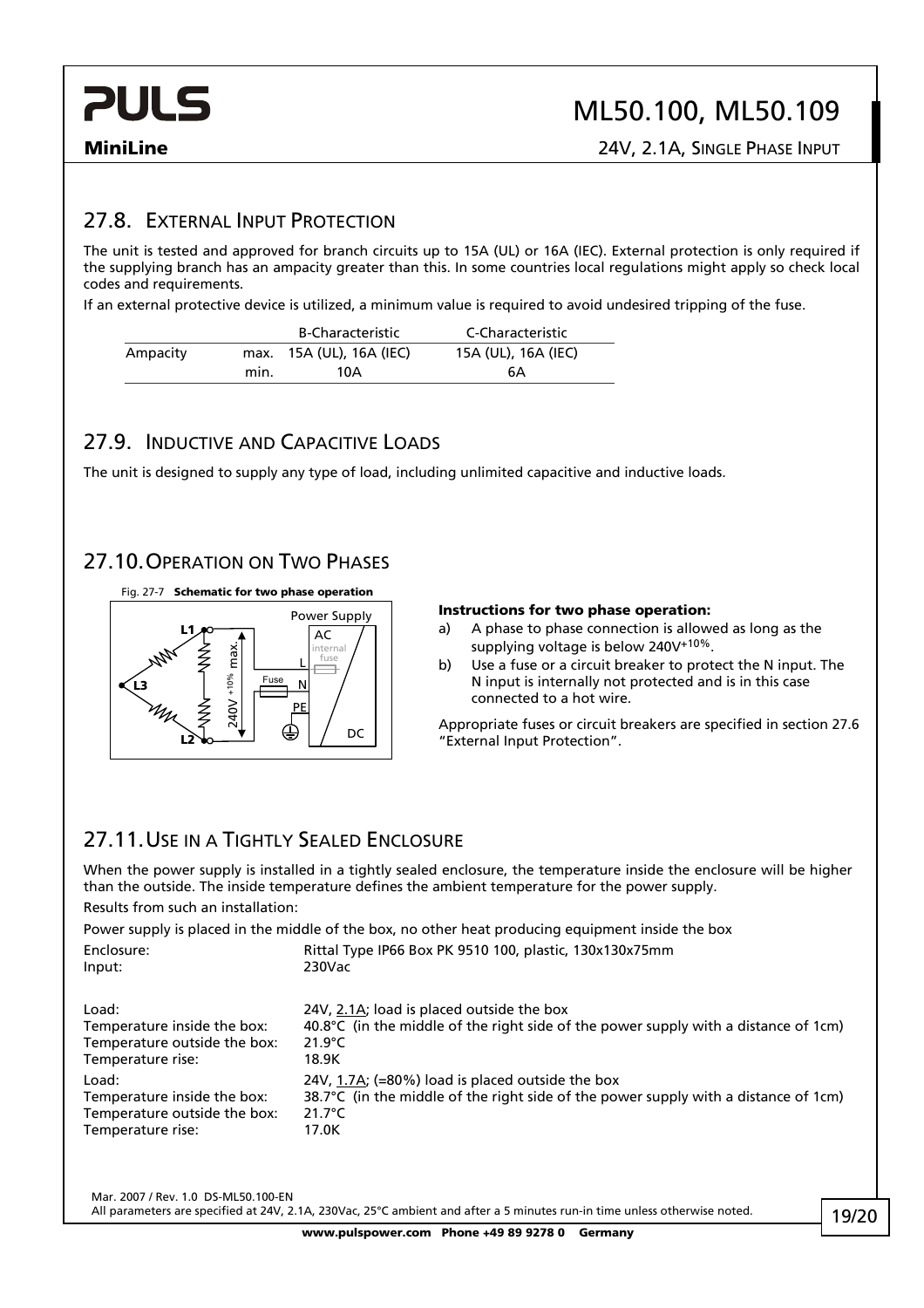## 27.8. External Input Protection

The unit is tested and approved for branch circuits up to 15A (UL) or 16A (IEC). External protection is only required if the supplying branch has an ampacity greater than this. In some countries local regulations might apply so check local codes and requirements.

If an external protective device is utilized, a minimum value is required to avoid undesired tripping of the fuse.

| | | B-Characteristic | C-Characteristic |
|---|---|---|---|
| Ampacity | max. | 15A (UL), 16A (IEC) | 15A (UL), 16A (IEC) |
| | min. | 10A | 6A |

## 27.9. Inductive and Capacitive Loads

The unit is designed to supply any type of load, including unlimited capacitive and inductive loads.

## 27.10. Operation on Two Phases

Fig. 27-7 **Schematic for two phase operation**

**Instructions for two phase operation:**

a) A phase to phase connection is allowed as long as the supplying voltage is below $240V^{+10\%}$.

b) Use a fuse or a circuit breaker to protect the N input. The N input is internally not protected and is in this case connected to a hot wire.

Appropriate fuses or circuit breakers are specified in section 27.6 "External Input Protection".

## 27.11. Use in a Tightly Sealed Enclosure

When the power supply is installed in a tightly sealed enclosure, the temperature inside the enclosure will be higher than the outside. The inside temperature defines the ambient temperature for the power supply.

Results from such an installation:

Power supply is placed in the middle of the box, no other heat producing equipment inside the box

| | |
|---|---|
| Enclosure: | Rittal Type IP66 Box PK 9510 100, plastic, 130x130x75mm |
| Input: | 230Vac |
| | |
| Load: | 24V, 2.1A; load is placed outside the box |
| Temperature inside the box: | 40.8°C (in the middle of the right side of the power supply with a distance of 1cm) |
| Temperature outside the box: | 21.9°C |
| Temperature rise: | 18.9K |
| Load: | 24V, 1.7A; (=80%) load is placed outside the box |
| Temperature inside the box: | 38.7°C (in the middle of the right side of the power supply with a distance of 1cm) |
| Temperature outside the box: | 21.7°C |
| Temperature rise: | 17.0K |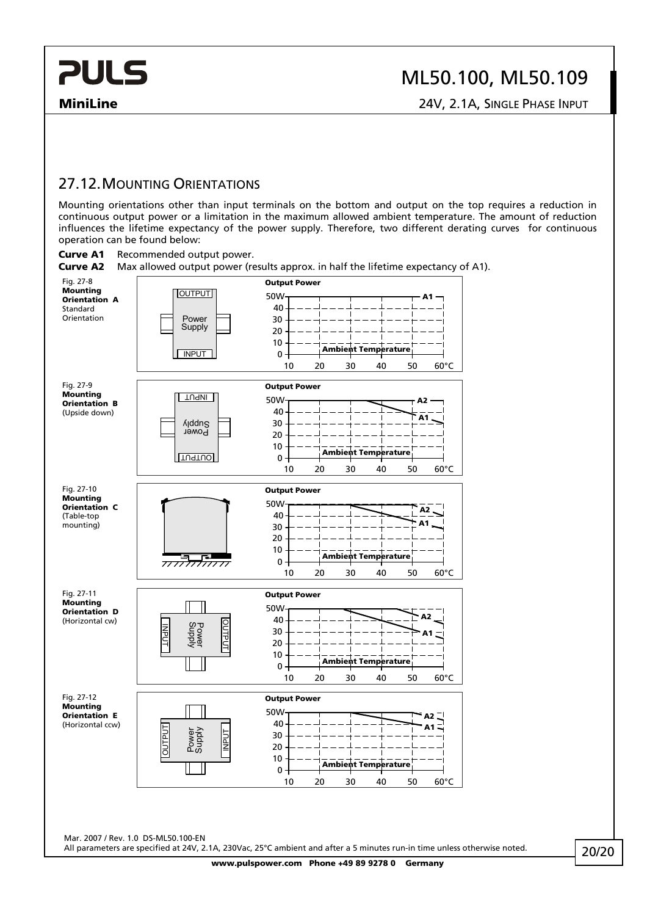## 27.12. Mounting Orientations

Mounting orientations other than input terminals on the bottom and output on the top requires a reduction in continuous output power or a limitation in the maximum allowed ambient temperature. The amount of reduction influences the lifetime expectancy of the power supply. Therefore, two different derating curves for continuous operation can be found below:

**Curve A1** Recommended output power.
**Curve A2** Max allowed output power (results approx. in half the lifetime expectancy of A1).

Fig. 27-8
**Mounting Orientation A**
Standard Orientation

OUTPUT
Power Supply
INPUT

Output Power
50W 40 30 20 10 0
A1
Ambient Temperature
10 20 30 40 50 60°C

Fig. 27-9
**Mounting Orientation B**
(Upside down)

INPUT
Power Supply
OUTPUT

Output Power
50W 40 30 20 10 0
A2
A1
Ambient Temperature
10 20 30 40 50 60°C

Fig. 27-10
**Mounting Orientation C**
(Table-top mounting)

Output Power
50W 40 30 20 10 0
A2
A1
Ambient Temperature
10 20 30 40 50 60°C

Fig. 27-11
**Mounting Orientation D**
(Horizontal cw)

INPUT
Power Supply
OUTPUT

Output Power
50W 40 30 20 10 0
A2
A1
Ambient Temperature
10 20 30 40 50 60°C

Fig. 27-12
**Mounting Orientation E**
(Horizontal ccw)

OUTPUT
Power Supply
INPUT

Output Power
50W 40 30 20 10 0
A2
A1
Ambient Temperature
10 20 30 40 50 60°C